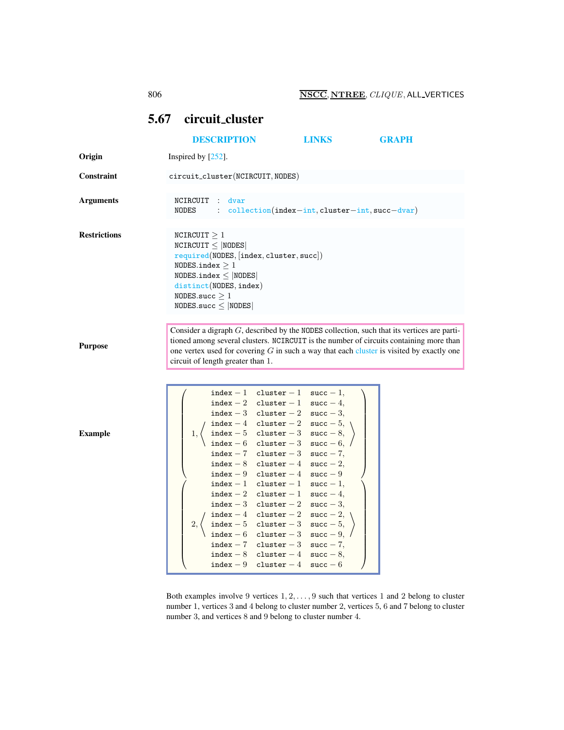## 5.67 circuit_cluster

DESCRIPTION LINKS GRAPH

**Origin** Inspired by [252].

**Constraint** `circuit_cluster(NCIRCUIT, NODES)`

**Arguments**

```
NCIRCUIT : dvar
NODES    : collection(index-int, cluster-int, succ-dvar)
```

**Restrictions**

```
NCIRCUIT ≥ 1
NCIRCUIT ≤ |NODES|
required(NODES, [index, cluster, succ])
NODES.index ≥ 1
NODES.index ≤ |NODES|
distinct(NODES, index)
NODES.succ ≥ 1
NODES.succ ≤ |NODES|
```

**Purpose** Consider a digraph $G$, described by the NODES collection, such that its vertices are partitioned among several clusters. NCIRCUIT is the number of circuits containing more than one vertex used for covering $G$ in such a way that each cluster is visited by exactly one circuit of length greater than 1.

**Example**

$$
\left(\begin{array}{l}
1, \left\langle\begin{array}{lll}
\text{index}-1 & \text{cluster}-1 & \text{succ}-1, \\
\text{index}-2 & \text{cluster}-1 & \text{succ}-4, \\
\text{index}-3 & \text{cluster}-2 & \text{succ}-3, \\
\text{index}-4 & \text{cluster}-2 & \text{succ}-5, \\
\text{index}-5 & \text{cluster}-3 & \text{succ}-8, \\
\text{index}-6 & \text{cluster}-3 & \text{succ}-6, \\
\text{index}-7 & \text{cluster}-3 & \text{succ}-7, \\
\text{index}-8 & \text{cluster}-4 & \text{succ}-2, \\
\text{index}-9 & \text{cluster}-4 & \text{succ}-9
\end{array}\right\rangle
\end{array}\right)
$$

$$
\left(\begin{array}{l}
2, \left\langle\begin{array}{lll}
\text{index}-1 & \text{cluster}-1 & \text{succ}-1, \\
\text{index}-2 & \text{cluster}-1 & \text{succ}-4, \\
\text{index}-3 & \text{cluster}-2 & \text{succ}-3, \\
\text{index}-4 & \text{cluster}-2 & \text{succ}-2, \\
\text{index}-5 & \text{cluster}-3 & \text{succ}-5, \\
\text{index}-6 & \text{cluster}-3 & \text{succ}-9, \\
\text{index}-7 & \text{cluster}-3 & \text{succ}-7, \\
\text{index}-8 & \text{cluster}-4 & \text{succ}-8, \\
\text{index}-9 & \text{cluster}-4 & \text{succ}-6
\end{array}\right\rangle
\end{array}\right)
$$

Both examples involve 9 vertices $1, 2, \ldots, 9$ such that vertices 1 and 2 belong to cluster number 1, vertices 3 and 4 belong to cluster number 2, vertices 5, 6 and 7 belong to cluster number 3, and vertices 8 and 9 belong to cluster number 4.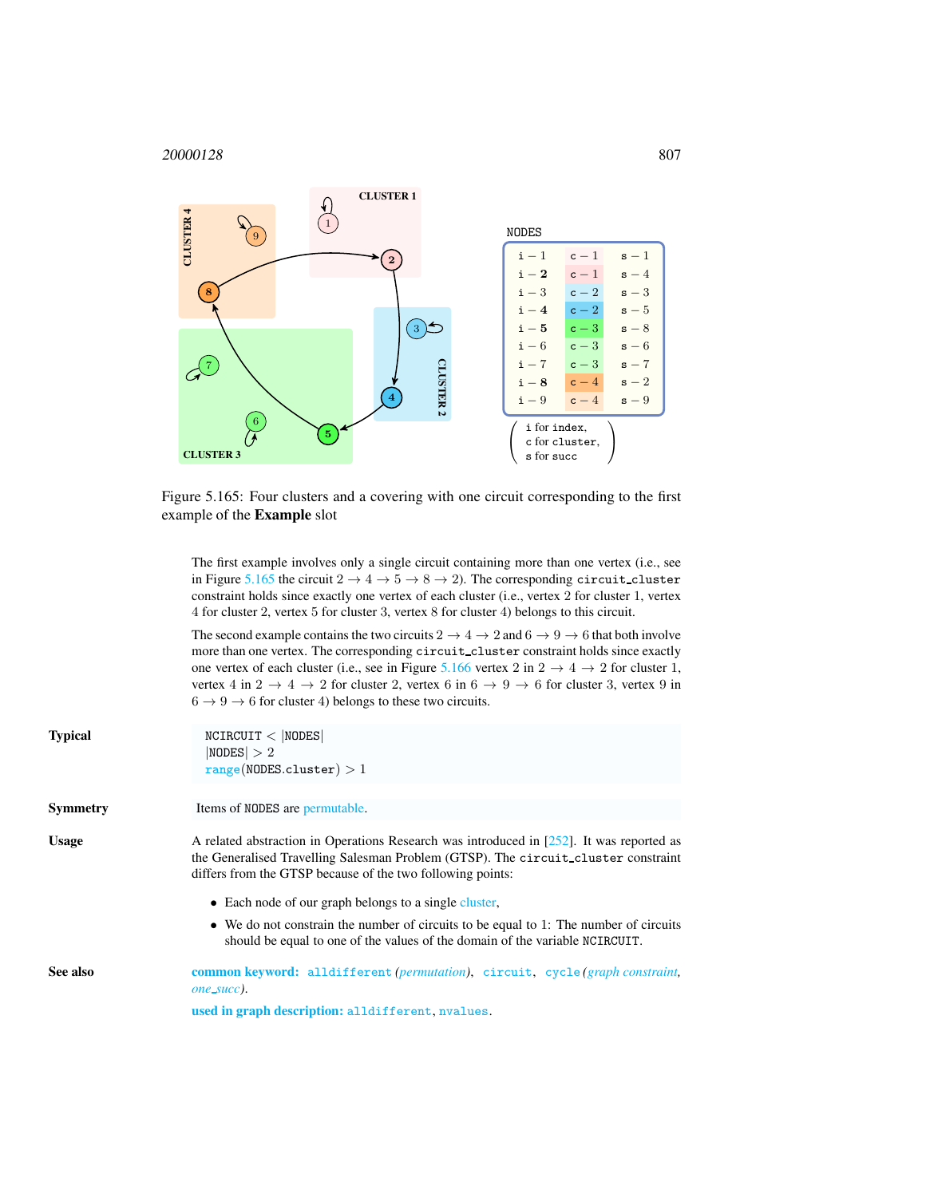| NODES | | |
|---|---|---|
| i − 1 | c − 1 | s − 1 |
| i − **2** | c − 1 | s − 4 |
| i − 3 | c − 2 | s − 3 |
| i − **4** | c − 2 | s − 5 |
| i − **5** | c − 3 | s − 8 |
| i − 6 | c − 3 | s − 6 |
| i − 7 | c − 3 | s − 7 |
| i − **8** | c − 4 | s − 2 |
| i − 9 | c − 4 | s − 9 |

(i for index, c for cluster, s for succ)

Figure 5.165: Four clusters and a covering with one circuit corresponding to the first example of the **Example** slot

The first example involves only a single circuit containing more than one vertex (i.e., see in Figure 5.165 the circuit $2 \to 4 \to 5 \to 8 \to 2$). The corresponding `circuit_cluster` constraint holds since exactly one vertex of each cluster (i.e., vertex 2 for cluster 1, vertex 4 for cluster 2, vertex 5 for cluster 3, vertex 8 for cluster 4) belongs to this circuit.

The second example contains the two circuits $2 \to 4 \to 2$ and $6 \to 9 \to 6$ that both involve more than one vertex. The corresponding `circuit_cluster` constraint holds since exactly one vertex of each cluster (i.e., see in Figure 5.166 vertex 2 in $2 \to 4 \to 2$ for cluster 1, vertex 4 in $2 \to 4 \to 2$ for cluster 2, vertex 6 in $6 \to 9 \to 6$ for cluster 3, vertex 9 in $6 \to 9 \to 6$ for cluster 4) belongs to these two circuits.

**Typical**

NCIRCUIT $<$ |NODES|
|NODES| $> 2$
range(NODES.cluster) $> 1$

**Symmetry**

Items of NODES are permutable.

**Usage**

A related abstraction in Operations Research was introduced in [252]. It was reported as the Generalised Travelling Salesman Problem (GTSP). The `circuit_cluster` constraint differs from the GTSP because of the two following points:

- Each node of our graph belongs to a single cluster,
- We do not constrain the number of circuits to be equal to 1: The number of circuits should be equal to one of the values of the domain of the variable NCIRCUIT.

**See also**

**common keyword:** `alldifferent` (*permutation*), `circuit`, `cycle` (*graph constraint*, *one_succ*).

**used in graph description:** `alldifferent`, `nvalues`.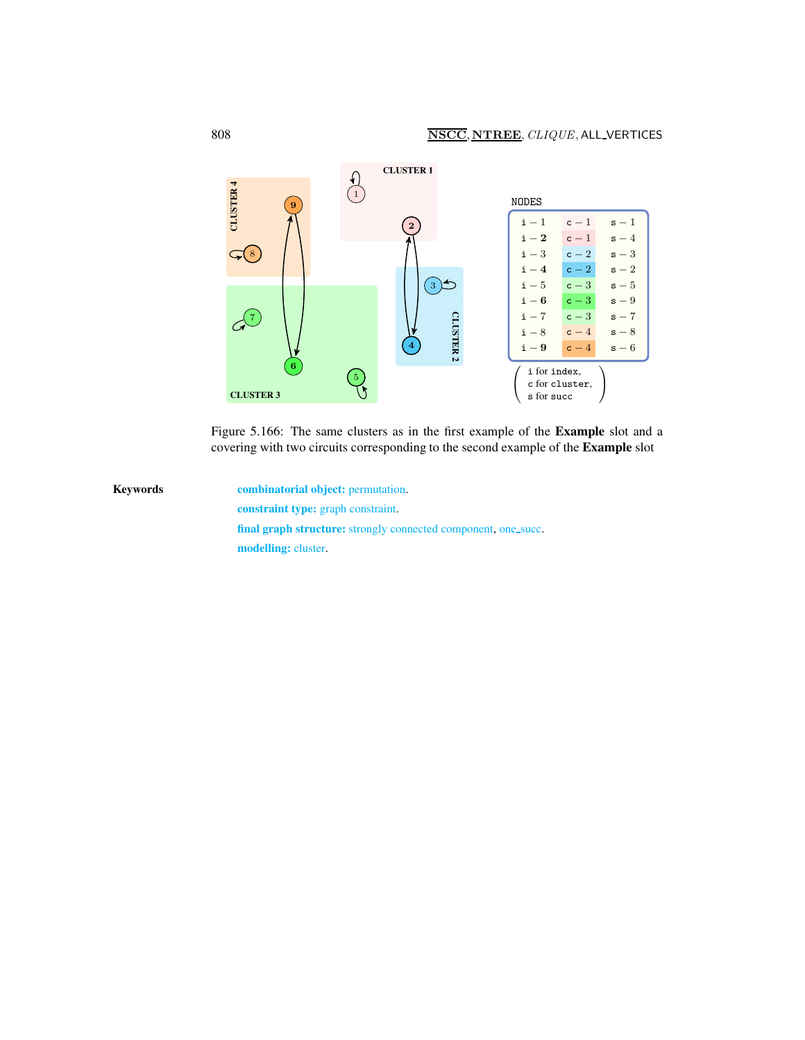| NODES | | |
|---|---|---|
| i − 1 | c − 1 | s − 1 |
| i − **2** | c − 1 | s − 4 |
| i − 3 | c − 2 | s − 3 |
| i − **4** | c − 2 | s − 2 |
| i − 5 | c − 3 | s − 5 |
| i − **6** | c − 3 | s − 9 |
| i − 7 | c − 3 | s − 7 |
| i − 8 | c − 4 | s − 8 |
| i − **9** | c − 4 | s − 6 |

(i for index, c for cluster, s for succ)

Figure 5.166: The same clusters as in the first example of the **Example** slot and a covering with two circuits corresponding to the second example of the **Example** slot

**Keywords**

**combinatorial object:** permutation.

**constraint type:** graph constraint.

**final graph structure:** strongly connected component, one_succ.

**modelling:** cluster.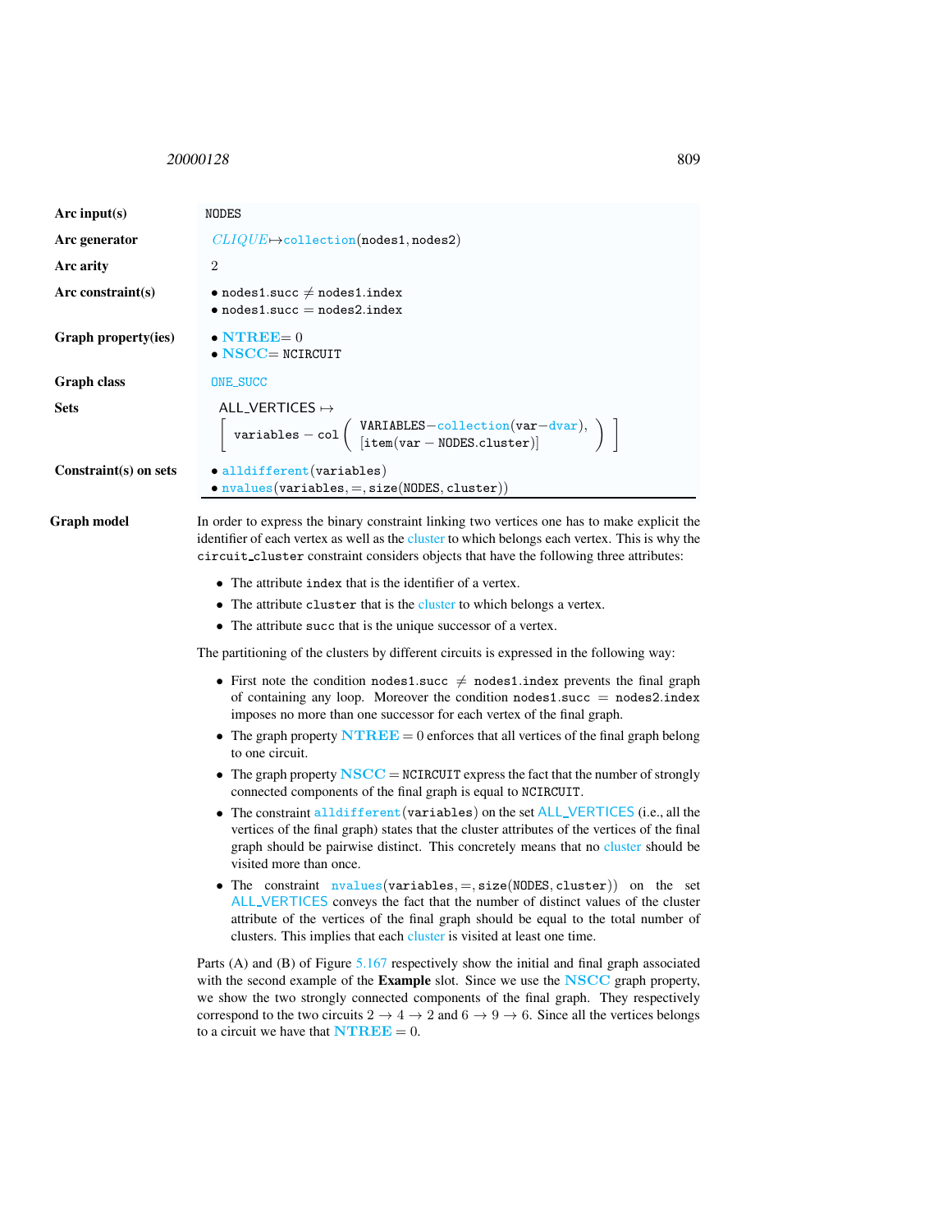| | |
|---|---|
| **Arc input(s)** | NODES |
| **Arc generator** | *CLIQUE*$\mapsto$collection(nodes1, nodes2) |
| **Arc arity** | 2 |
| **Arc constraint(s)** | • nodes1.succ $\neq$ nodes1.index<br>• nodes1.succ $=$ nodes2.index |
| **Graph property(ies)** | • **NTREE**$= 0$<br>• **NSCC**$=$ NCIRCUIT |
| **Graph class** | ONE_SUCC |
| **Sets** | ALL_VERTICES $\mapsto$<br>[ variables − col ( VARIABLES−collection(var−dvar), [item(var − NODES.cluster)] ) ] |
| **Constraint(s) on sets** | • alldifferent(variables)<br>• nvalues(variables, =, size(NODES, cluster)) |

**Graph model**

In order to express the binary constraint linking two vertices one has to make explicit the identifier of each vertex as well as the cluster to which belongs each vertex. This is why the circuit_cluster constraint considers objects that have the following three attributes:

- The attribute index that is the identifier of a vertex.
- The attribute cluster that is the cluster to which belongs a vertex.
- The attribute succ that is the unique successor of a vertex.

The partitioning of the clusters by different circuits is expressed in the following way:

- First note the condition nodes1.succ $\neq$ nodes1.index prevents the final graph of containing any loop. Moreover the condition nodes1.succ $=$ nodes2.index imposes no more than one successor for each vertex of the final graph.
- The graph property **NTREE** $= 0$ enforces that all vertices of the final graph belong to one circuit.
- The graph property **NSCC** $=$ NCIRCUIT express the fact that the number of strongly connected components of the final graph is equal to NCIRCUIT.
- The constraint alldifferent(variables) on the set ALL_VERTICES (i.e., all the vertices of the final graph) states that the cluster attributes of the vertices of the final graph should be pairwise distinct. This concretely means that no cluster should be visited more than once.
- The constraint nvalues(variables, =, size(NODES, cluster)) on the set ALL_VERTICES conveys the fact that the number of distinct values of the cluster attribute of the vertices of the final graph should be equal to the total number of clusters. This implies that each cluster is visited at least one time.

Parts (A) and (B) of Figure 5.167 respectively show the initial and final graph associated with the second example of the **Example** slot. Since we use the **NSCC** graph property, we show the two strongly connected components of the final graph. They respectively correspond to the two circuits $2 \to 4 \to 2$ and $6 \to 9 \to 6$. Since all the vertices belongs to a circuit we have that **NTREE** $= 0$.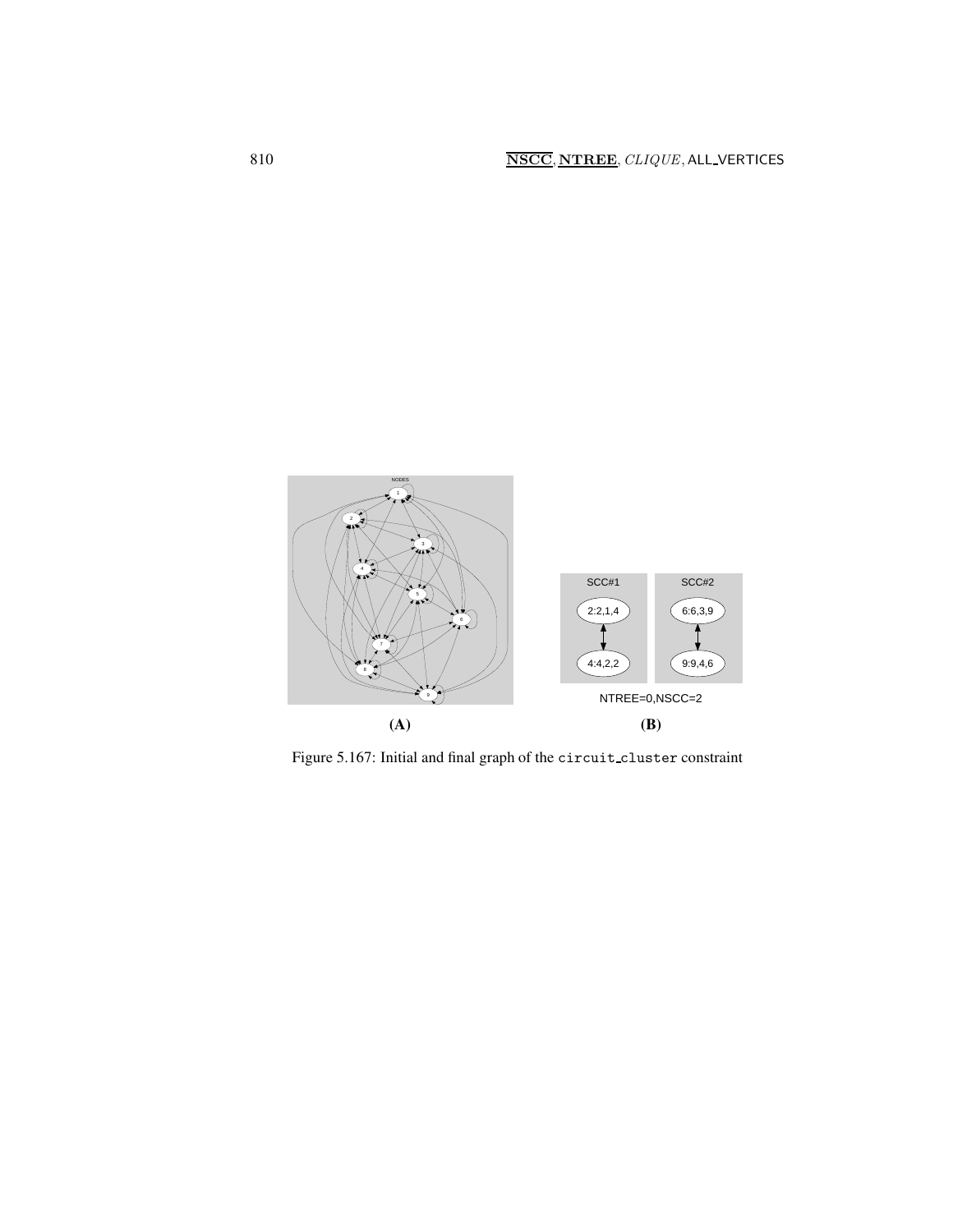(A)

(B)

Figure 5.167: Initial and final graph of the `circuit_cluster` constraint